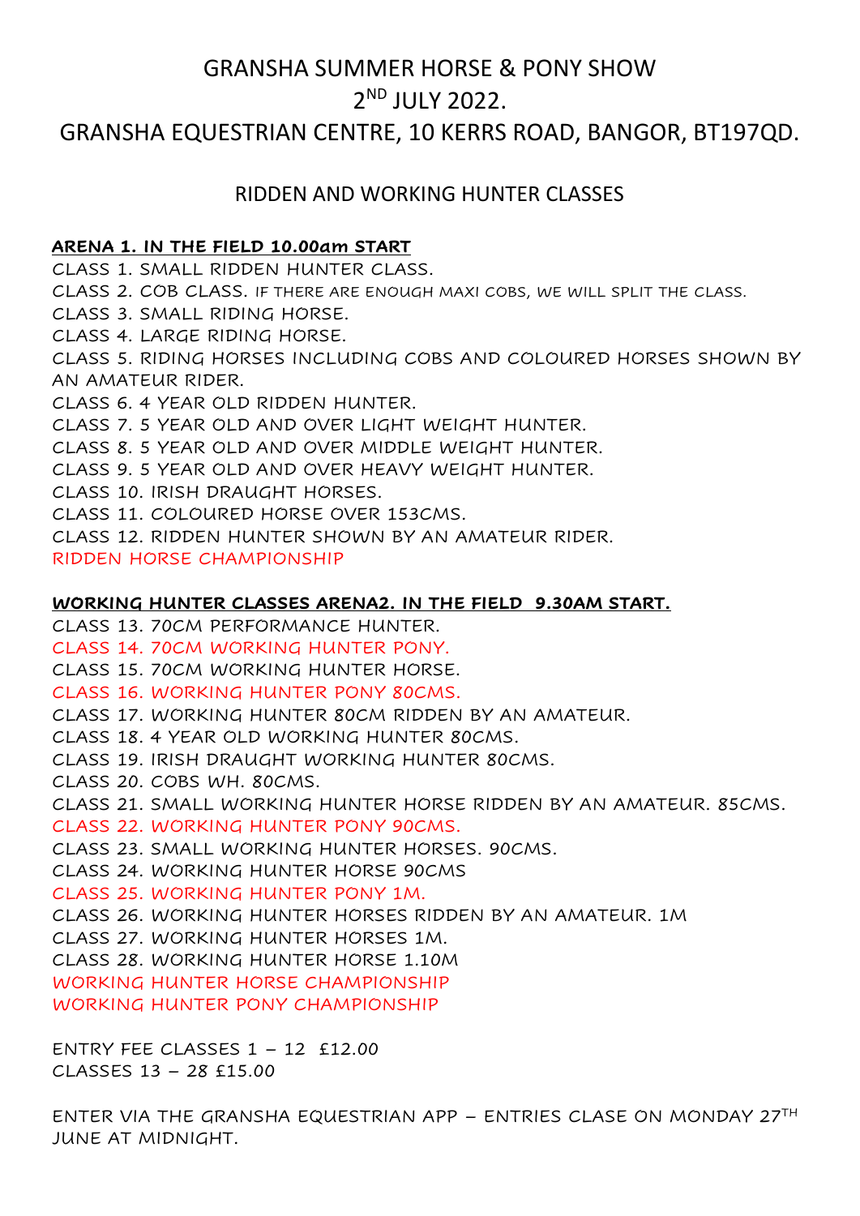# GRANSHA SUMMER HORSE & PONY SHOW
# 2ND JULY 2022.
# GRANSHA EQUESTRIAN CENTRE, 10 KERRS ROAD, BANGOR, BT197QD.

## RIDDEN AND WORKING HUNTER CLASSES

**ARENA 1. IN THE FIELD 10.00am START**

CLASS 1. SMALL RIDDEN HUNTER CLASS.
CLASS 2. COB CLASS. IF THERE ARE ENOUGH MAXI COBS, WE WILL SPLIT THE CLASS.
CLASS 3. SMALL RIDING HORSE.
CLASS 4. LARGE RIDING HORSE.
CLASS 5. RIDING HORSES INCLUDING COBS AND COLOURED HORSES SHOWN BY AN AMATEUR RIDER.
CLASS 6. 4 YEAR OLD RIDDEN HUNTER.
CLASS 7. 5 YEAR OLD AND OVER LIGHT WEIGHT HUNTER.
CLASS 8. 5 YEAR OLD AND OVER MIDDLE WEIGHT HUNTER.
CLASS 9. 5 YEAR OLD AND OVER HEAVY WEIGHT HUNTER.
CLASS 10. IRISH DRAUGHT HORSES.
CLASS 11. COLOURED HORSE OVER 153CMS.
CLASS 12. RIDDEN HUNTER SHOWN BY AN AMATEUR RIDER.
RIDDEN HORSE CHAMPIONSHIP

**WORKING HUNTER CLASSES ARENA2. IN THE FIELD 9.30AM START.**

CLASS 13. 70CM PERFORMANCE HUNTER.
CLASS 14. 70CM WORKING HUNTER PONY.
CLASS 15. 70CM WORKING HUNTER HORSE.
CLASS 16. WORKING HUNTER PONY 80CMS.
CLASS 17. WORKING HUNTER 80CM RIDDEN BY AN AMATEUR.
CLASS 18. 4 YEAR OLD WORKING HUNTER 80CMS.
CLASS 19. IRISH DRAUGHT WORKING HUNTER 80CMS.
CLASS 20. COBS WH. 80CMS.
CLASS 21. SMALL WORKING HUNTER HORSE RIDDEN BY AN AMATEUR. 85CMS.
CLASS 22. WORKING HUNTER PONY 90CMS.
CLASS 23. SMALL WORKING HUNTER HORSES. 90CMS.
CLASS 24. WORKING HUNTER HORSE 90CMS
CLASS 25. WORKING HUNTER PONY 1M.
CLASS 26. WORKING HUNTER HORSES RIDDEN BY AN AMATEUR. 1M
CLASS 27. WORKING HUNTER HORSES 1M.
CLASS 28. WORKING HUNTER HORSE 1.10M
WORKING HUNTER HORSE CHAMPIONSHIP
WORKING HUNTER PONY CHAMPIONSHIP

ENTRY FEE CLASSES 1 – 12 £12.00
CLASSES 13 – 28 £15.00

ENTER VIA THE GRANSHA EQUESTRIAN APP – ENTRIES CLASE ON MONDAY 27TH JUNE AT MIDNIGHT.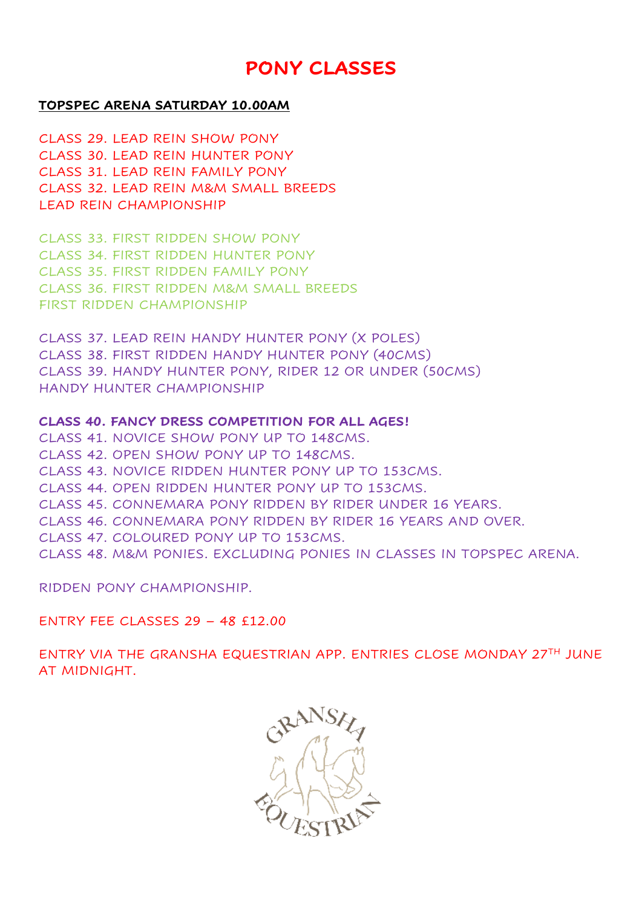# PONY CLASSES

**TOPSPEC ARENA SATURDAY 10.00AM**

CLASS 29. LEAD REIN SHOW PONY
CLASS 30. LEAD REIN HUNTER PONY
CLASS 31. LEAD REIN FAMILY PONY
CLASS 32. LEAD REIN M&M SMALL BREEDS
LEAD REIN CHAMPIONSHIP

CLASS 33. FIRST RIDDEN SHOW PONY
CLASS 34. FIRST RIDDEN HUNTER PONY
CLASS 35. FIRST RIDDEN FAMILY PONY
CLASS 36. FIRST RIDDEN M&M SMALL BREEDS
FIRST RIDDEN CHAMPIONSHIP

CLASS 37. LEAD REIN HANDY HUNTER PONY (X POLES)
CLASS 38. FIRST RIDDEN HANDY HUNTER PONY (40CMS)
CLASS 39. HANDY HUNTER PONY, RIDER 12 OR UNDER (50CMS)
HANDY HUNTER CHAMPIONSHIP

**CLASS 40. FANCY DRESS COMPETITION FOR ALL AGES!**
CLASS 41. NOVICE SHOW PONY UP TO 148CMS.
CLASS 42. OPEN SHOW PONY UP TO 148CMS.
CLASS 43. NOVICE RIDDEN HUNTER PONY UP TO 153CMS.
CLASS 44. OPEN RIDDEN HUNTER PONY UP TO 153CMS.
CLASS 45. CONNEMARA PONY RIDDEN BY RIDER UNDER 16 YEARS.
CLASS 46. CONNEMARA PONY RIDDEN BY RIDER 16 YEARS AND OVER.
CLASS 47. COLOURED PONY UP TO 153CMS.
CLASS 48. M&M PONIES. EXCLUDING PONIES IN CLASSES IN TOPSPEC ARENA.

RIDDEN PONY CHAMPIONSHIP.

ENTRY FEE CLASSES 29 – 48 £12.00

ENTRY VIA THE GRANSHA EQUESTRIAN APP. ENTRIES CLOSE MONDAY 27TH JUNE AT MIDNIGHT.

GRANSHA EQUESTRIAN